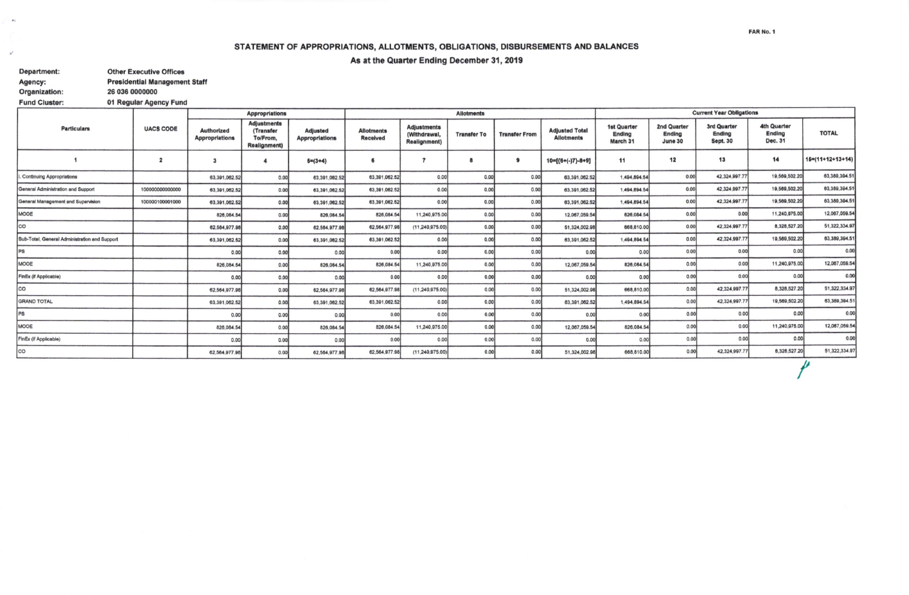FAR No. 1

# STATEMENT OF APPROPRIATIONS, ALLOTMENTS, OBLIGATIONS, DISBURSEMENTS AND BALANCES

## As at the Quarter Ending December 31, 2019

**Department:** Other Executive Offices
**Agency:** Presidential Management Staff
**Organization:** 26 036 0000000
**Fund Cluster:** 01 Regular Agency Fund

| Particulars | UACS CODE | Appropriations | | | Allotments | | | | | Current Year Obligations | | | | |
|---|---|---|---|---|---|---|---|---|---|---|---|---|---|---|
| | | Authorized Appropriations | Adjustments (Transfer To/From, Realignment) | Adjusted Appropriations | Allotments Received | Adjustments (Withdrawal, Realignment) | Transfer To | Transfer From | Adjusted Total Allotments | 1st Quarter Ending March 31 | 2nd Quarter Ending June 30 | 3rd Quarter Ending Sept. 30 | 4th Quarter Ending Dec. 31 | TOTAL |
| 1 | 2 | 3 | 4 | 5=(3+4) | 6 | 7 | 8 | 9 | 10=[(6+(-)7)-8+9] | 11 | 12 | 13 | 14 | 15=(11+12+13+14) |
| I. Continuing Appropriations | | 63,391,062.52 | 0.00 | 63,391,062.52 | 63,391,062.52 | 0.00 | 0.00 | 0.00 | 63,391,062.52 | 1,494,894.54 | 0.00 | 42,324,997.77 | 19,569,502.20 | 63,389,394.51 |
| General Administration and Support | 100000000000000 | 63,391,062.52 | 0.00 | 63,391,062.52 | 63,391,062.52 | 0.00 | 0.00 | 0.00 | 63,391,062.52 | 1,494,894.54 | 0.00 | 42,324,997.77 | 19,569,502.20 | 63,389,394.51 |
| General Management and Supervision | 100000100001000 | 63,391,062.52 | 0.00 | 63,391,062.52 | 63,391,062.52 | 0.00 | 0.00 | 0.00 | 63,391,062.52 | 1,494,894.54 | 0.00 | 42,324,997.77 | 19,569,502.20 | 63,389,394.51 |
| MOOE | | 826,084.54 | 0.00 | 826,084.54 | 826,084.54 | 11,240,975.00 | 0.00 | 0.00 | 12,067,059.54 | 826,084.54 | 0.00 | 0.00 | 11,240,975.00 | 12,067,059.54 |
| CO | | 62,564,977.98 | 0.00 | 62,564,977.98 | 62,564,977.98 | (11,240,975.00) | 0.00 | 0.00 | 51,324,002.98 | 668,810.00 | 0.00 | 42,324,997.77 | 8,328,527.20 | 51,322,334.97 |
| Sub-Total, General Administration and Support | | 63,391,062.52 | 0.00 | 63,391,062.52 | 63,391,062.52 | 0.00 | 0.00 | 0.00 | 63,391,062.52 | 1,494,894.54 | 0.00 | 42,324,997.77 | 19,569,502.20 | 63,389,394.51 |
| PS | | 0.00 | 0.00 | 0.00 | 0.00 | 0.00 | 0.00 | 0.00 | 0.00 | 0.00 | 0.00 | 0.00 | 0.00 | 0.00 |
| MOOE | | 826,084.54 | 0.00 | 826,084.54 | 826,084.54 | 11,240,975.00 | 0.00 | 0.00 | 12,067,059.54 | 826,084.54 | 0.00 | 0.00 | 11,240,975.00 | 12,067,059.54 |
| FinEx (if Applicable) | | 0.00 | 0.00 | 0.00 | 0.00 | 0.00 | 0.00 | 0.00 | 0.00 | 0.00 | 0.00 | 0.00 | 0.00 | 0.00 |
| CO | | 62,564,977.98 | 0.00 | 62,564,977.98 | 62,564,977.98 | (11,240,975.00) | 0.00 | 0.00 | 51,324,002.98 | 668,810.00 | 0.00 | 42,324,997.77 | 8,328,527.20 | 51,322,334.97 |
| GRAND TOTAL | | 63,391,062.52 | 0.00 | 63,391,062.52 | 63,391,062.52 | 0.00 | 0.00 | 0.00 | 63,391,062.52 | 1,494,894.54 | 0.00 | 42,324,997.77 | 19,569,502.20 | 63,389,394.51 |
| PS | | 0.00 | 0.00 | 0.00 | 0.00 | 0.00 | 0.00 | 0.00 | 0.00 | 0.00 | 0.00 | 0.00 | 0.00 | 0.00 |
| MOOE | | 826,084.54 | 0.00 | 826,084.54 | 826,084.54 | 11,240,975.00 | 0.00 | 0.00 | 12,067,059.54 | 826,084.54 | 0.00 | 0.00 | 11,240,975.00 | 12,067,059.54 |
| FinEx (if Applicable) | | 0.00 | 0.00 | 0.00 | 0.00 | 0.00 | 0.00 | 0.00 | 0.00 | 0.00 | 0.00 | 0.00 | 0.00 | 0.00 |
| CO | | 62,564,977.98 | 0.00 | 62,564,977.98 | 62,564,977.98 | (11,240,975.00) | 0.00 | 0.00 | 51,324,002.98 | 668,810.00 | 0.00 | 42,324,997.77 | 8,328,527.20 | 51,322,334.97 |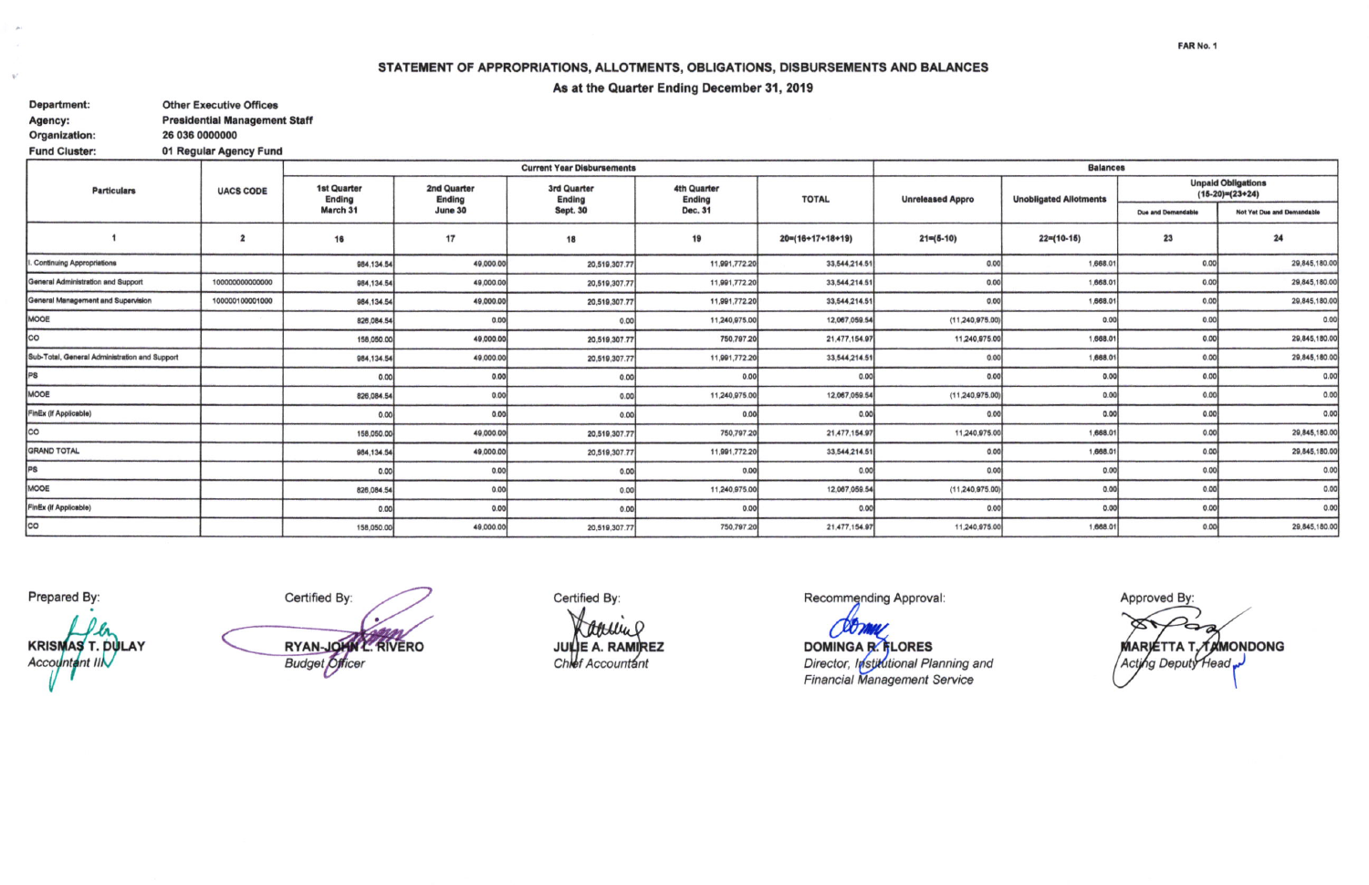FAR No. 1

# STATEMENT OF APPROPRIATIONS, ALLOTMENTS, OBLIGATIONS, DISBURSEMENTS AND BALANCES

## As at the Quarter Ending December 31, 2019

**Department:** Other Executive Offices
**Agency:** Presidential Management Staff
**Organization:** 26 036 0000000
**Fund Cluster:** 01 Regular Agency Fund

| Particulars | UACS CODE | Current Year Disbursements | | | | | Balances | | | |
|---|---|---|---|---|---|---|---|---|---|---|
| | | 1st Quarter Ending March 31 | 2nd Quarter Ending June 30 | 3rd Quarter Ending Sept. 30 | 4th Quarter Ending Dec. 31 | TOTAL | Unreleased Appro | Unobligated Allotments | Unpaid Obligations (15-20)=(23+24) | |
| | | | | | | | | | Due and Demandable | Not Yet Due and Demandable |
| 1 | 2 | 16 | 17 | 18 | 19 | 20=(16+17+18+19) | 21=(5-10) | 22=(10-15) | 23 | 24 |
| I. Continuing Appropriations | | 984,134.54 | 49,000.00 | 20,519,307.77 | 11,991,772.20 | 33,544,214.51 | 0.00 | 1,668.01 | 0.00 | 29,845,180.00 |
| General Administration and Support | 100000000000000 | 984,134.54 | 49,000.00 | 20,519,307.77 | 11,991,772.20 | 33,544,214.51 | 0.00 | 1,668.01 | 0.00 | 29,845,180.00 |
| General Management and Supervision | 100000100001000 | 984,134.54 | 49,000.00 | 20,519,307.77 | 11,991,772.20 | 33,544,214.51 | 0.00 | 1,668.01 | 0.00 | 29,845,180.00 |
| MOOE | | 826,084.54 | 0.00 | 0.00 | 11,240,975.00 | 12,067,059.54 | (11,240,975.00) | 0.00 | 0.00 | 0.00 |
| CO | | 158,050.00 | 49,000.00 | 20,519,307.77 | 750,797.20 | 21,477,154.97 | 11,240,975.00 | 1,668.01 | 0.00 | 29,845,180.00 |
| Sub-Total, General Administration and Support | | 984,134.54 | 49,000.00 | 20,519,307.77 | 11,991,772.20 | 33,544,214.51 | 0.00 | 1,668.01 | 0.00 | 29,845,180.00 |
| PS | | 0.00 | 0.00 | 0.00 | 0.00 | 0.00 | 0.00 | 0.00 | 0.00 | 0.00 |
| MOOE | | 826,084.54 | 0.00 | 0.00 | 11,240,975.00 | 12,067,059.54 | (11,240,975.00) | 0.00 | 0.00 | 0.00 |
| FinEx (if Applicable) | | 0.00 | 0.00 | 0.00 | 0.00 | 0.00 | 0.00 | 0.00 | 0.00 | 0.00 |
| CO | | 158,050.00 | 49,000.00 | 20,519,307.77 | 750,797.20 | 21,477,154.97 | 11,240,975.00 | 1,668.01 | 0.00 | 29,845,180.00 |
| GRAND TOTAL | | 984,134.54 | 49,000.00 | 20,519,307.77 | 11,991,772.20 | 33,544,214.51 | 0.00 | 1,668.01 | 0.00 | 29,845,180.00 |
| PS | | 0.00 | 0.00 | 0.00 | 0.00 | 0.00 | 0.00 | 0.00 | 0.00 | 0.00 |
| MOOE | | 826,084.54 | 0.00 | 0.00 | 11,240,975.00 | 12,067,059.54 | (11,240,975.00) | 0.00 | 0.00 | 0.00 |
| FinEx (if Applicable) | | 0.00 | 0.00 | 0.00 | 0.00 | 0.00 | 0.00 | 0.00 | 0.00 | 0.00 |
| CO | | 158,050.00 | 49,000.00 | 20,519,307.77 | 750,797.20 | 21,477,154.97 | 11,240,975.00 | 1,668.01 | 0.00 | 29,845,180.00 |

Prepared By:
**KRISMAS T. DULAY**
*Accountant III*

Certified By:
**RYAN-JOHN L. RIVERO**
*Budget Officer*

Certified By:
**JULIE A. RAMIREZ**
*Chief Accountant*

Recommending Approval:
**DOMINGA R. FLORES**
*Director, Institutional Planning and Financial Management Service*

Approved By:
**MARIETTA T. TAMONDONG**
*Acting Deputy Head*